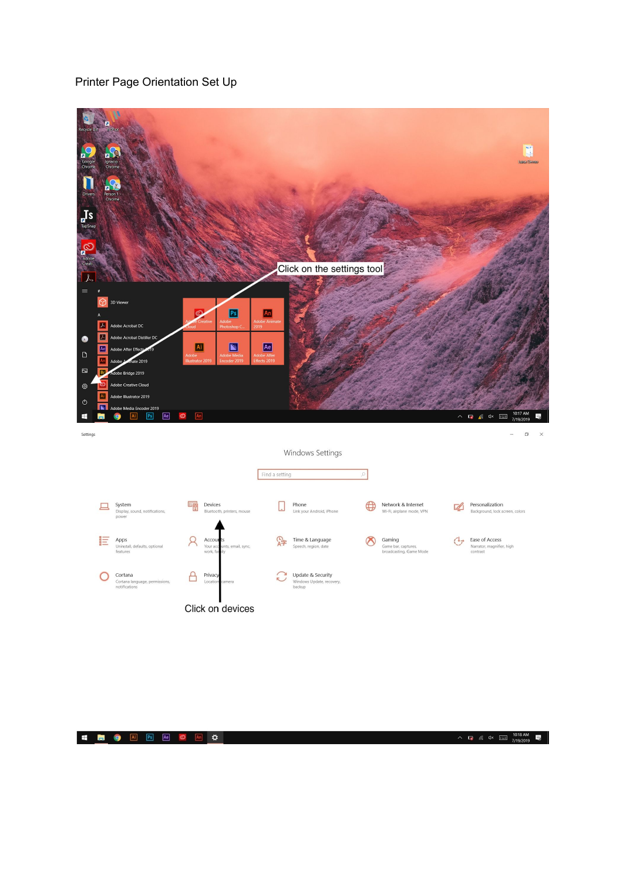# Printer Page Orientation Set Up

Click on the settings tool

Click on devices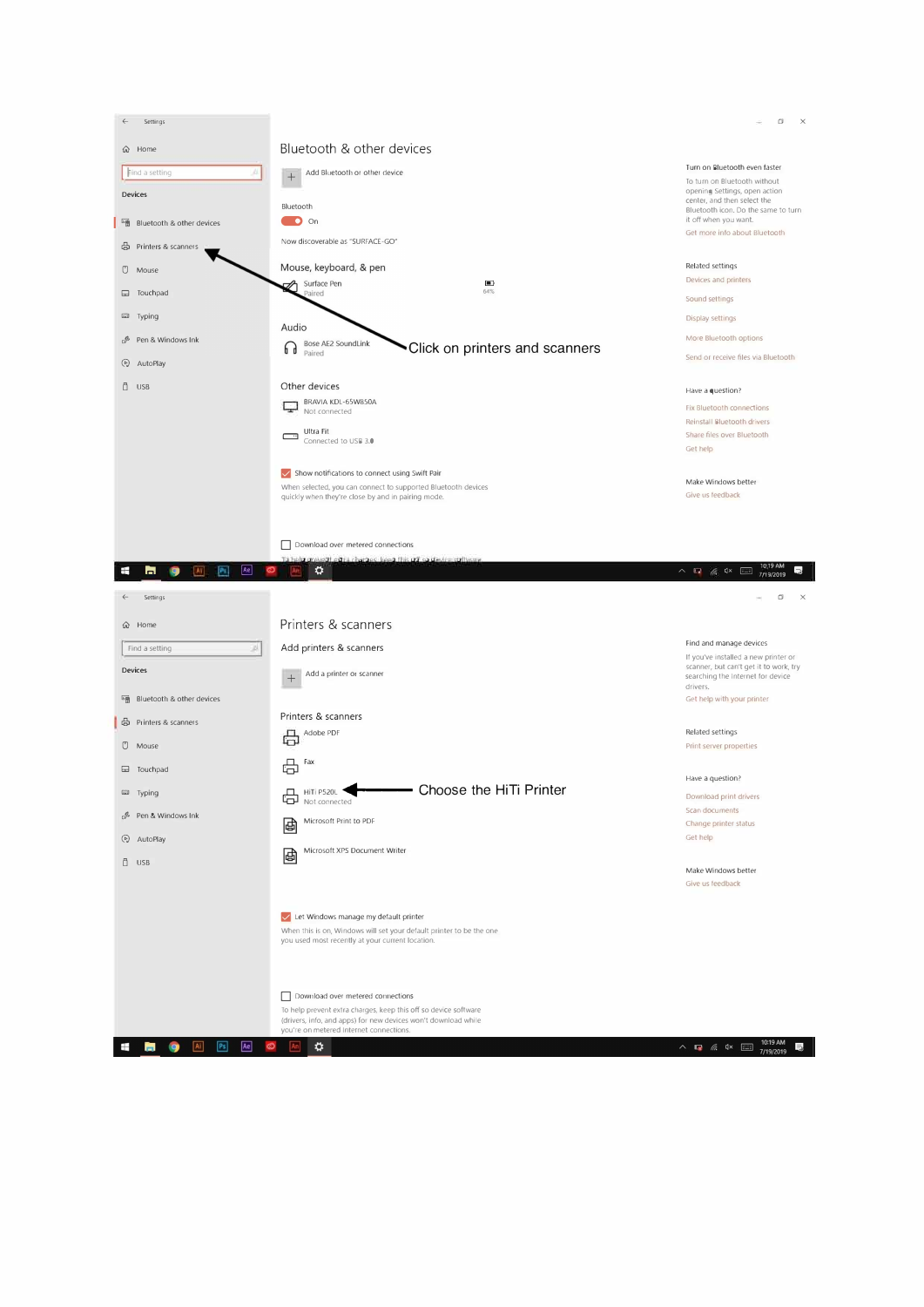Settings

Home

Find a setting

Devices

Bluetooth & other devices

Printers & scanners

Mouse

Touchpad

Typing

Pen & Windows Ink

AutoPlay

USB

## Bluetooth & other devices

Add Bluetooth or other device

Bluetooth

On

Now discoverable as "SURFACE-GO"

Mouse, keyboard, & pen

Surface Pen
Paired

Audio

Bose AE2 SoundLink
Paired

Other devices

BRAVIA KDL-65W850A
Not connected

Ultra Fit
Connected to USB 3.0

Show notifications to connect using Swift Pair

When selected, you can connect to supported Bluetooth devices quickly when they're close by and in pairing mode.

Download over metered connections

Turn on Bluetooth even faster

To turn on Bluetooth without opening Settings, open action center, and then select the Bluetooth icon. Do the same to turn it off when you want.

Get more info about Bluetooth

Related settings

Devices and printers

Sound settings

Display settings

More Bluetooth options

Send or receive files via Bluetooth

Have a question?

Fix Bluetooth connections

Reinstall Bluetooth drivers

Share files over Bluetooth

Get help

Make Windows better

Give us feedback

Click on printers and scanners

10:19 AM
7/19/2019

Settings

Home

Find a setting

Devices

Bluetooth & other devices

Printers & scanners

Mouse

Touchpad

Typing

Pen & Windows Ink

AutoPlay

USB

## Printers & scanners

Add printers & scanners

Add a printer or scanner

Printers & scanners

Adobe PDF

Fax

HiTi P520L
Not connected

Microsoft Print to PDF

Microsoft XPS Document Writer

Let Windows manage my default printer

When this is on, Windows will set your default printer to be the one you used most recently at your current location.

Download over metered connections

To help prevent extra charges, keep this off so device software (drivers, info, and apps) for new devices won't download while you're on metered internet connections.

Find and manage devices

If you've installed a new printer or scanner, but can't get it to work, try searching the internet for device drivers.

Get help with your printer

Related settings

Print server properties

Have a question?

Download print drivers

Scan documents

Change printer status

Get help

Make Windows better

Give us feedback

Choose the HiTi Printer

10:19 AM
7/19/2019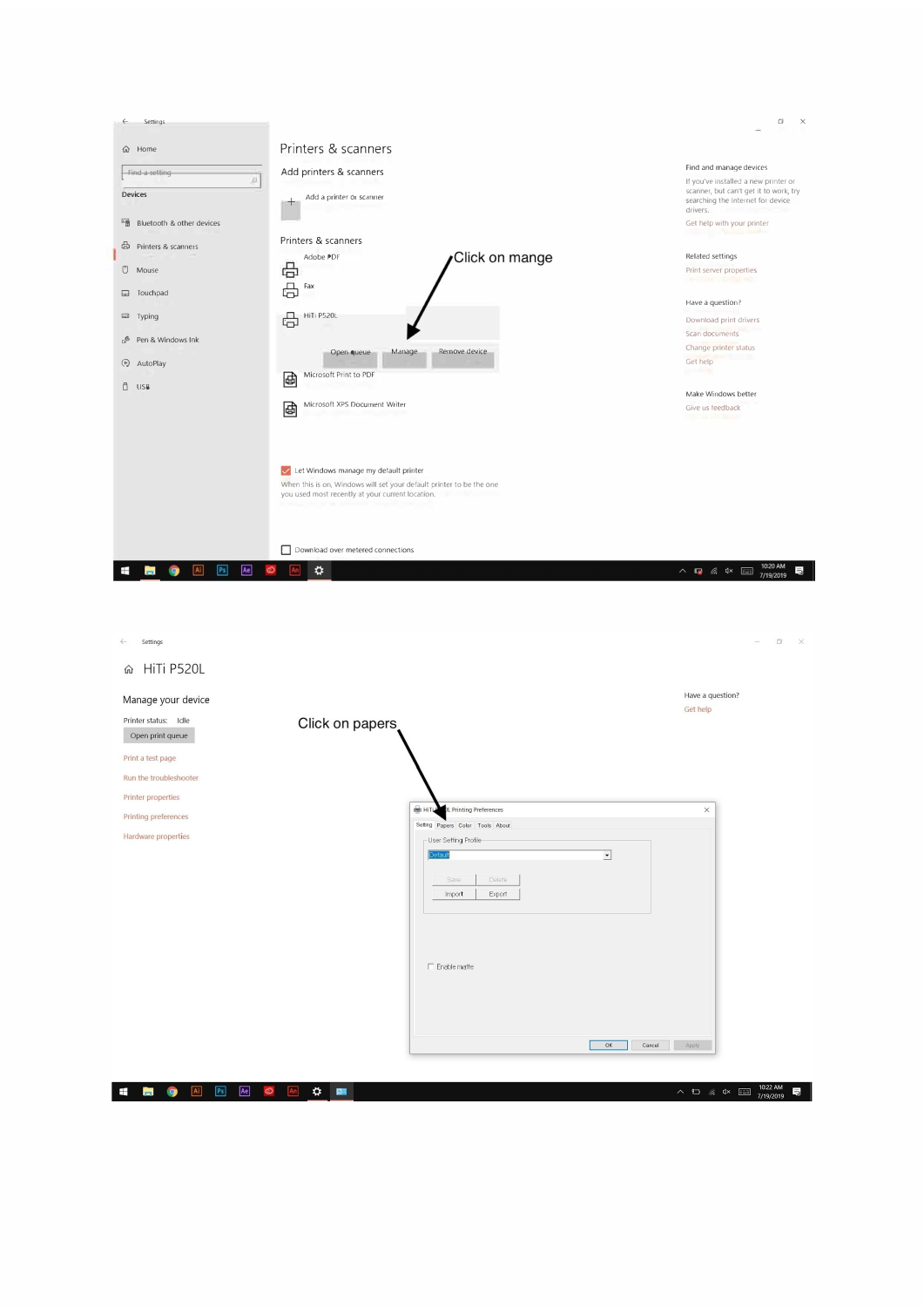Settings

Home

Find a setting

Devices

Bluetooth & other devices

Printers & scanners

Mouse

Touchpad

Typing

Pen & Windows Ink

AutoPlay

USB

# Printers & scanners

## Add printers & scanners

Add a printer or scanner

## Printers & scanners

Adobe PDF

Fax

HiTi P520L

Open queue | Manage | Remove device

Microsoft Print to PDF

Microsoft XPS Document Writer

Let Windows manage my default printer

When this is on, Windows will set your default printer to be the one you used most recently at your current location.

Download over metered connections

Click on mange

Find and manage devices

If you've installed a new printer or scanner, but can't get it to work, try searching the internet for device drivers.

Get help with your printer

Related settings

Print server properties

Have a question?

Download print drivers

Scan documents

Change printer status

Get help

Make Windows better

Give us feedback

10:20 AM 7/19/2019

Settings

# HiTi P520L

## Manage your device

Printer status: Idle

Open print queue

Print a test page

Run the troubleshooter

Printer properties

Printing preferences

Hardware properties

Have a question?

Get help

Click on papers

HiTi P520L Printing Preferences

Setting | Papers | Color | Tools | About

User Setting Profile

Default

Save | Delete

Import | Export

Enable matte

OK | Cancel | Apply

10:22 AM 7/19/2019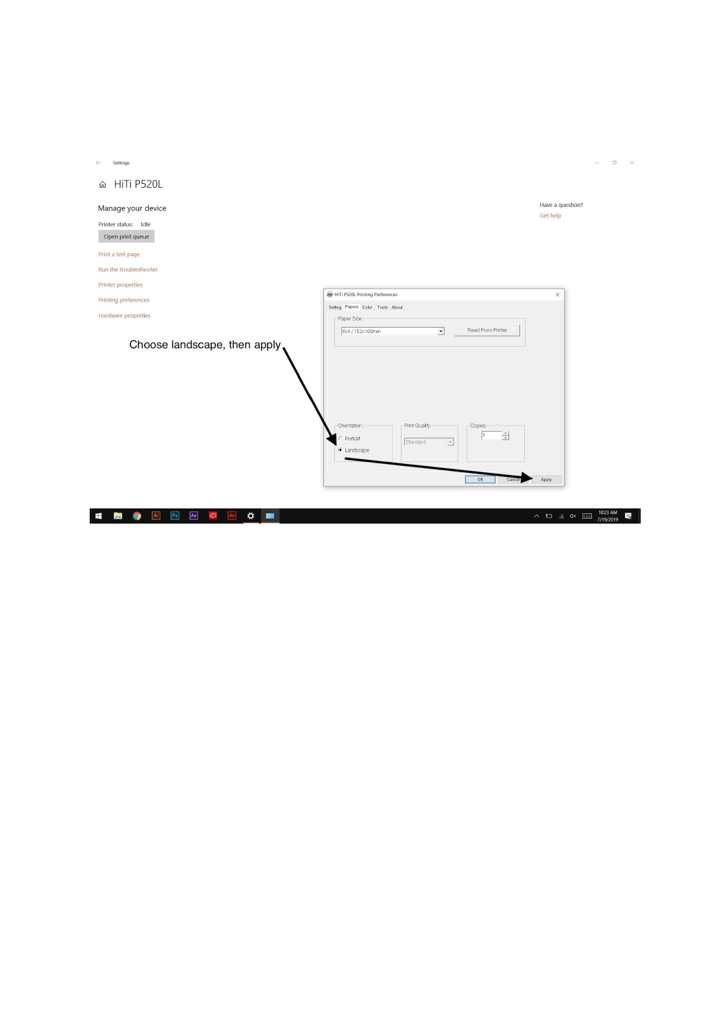Settings

# HiTi P520L

Manage your device

Printer status: Idle

Open print queue

Print a test page

Run the troubleshooter

Printer properties

Printing preferences

Hardware properties

Have a question?

Get help

Choose landscape, then apply

HiTi P520L Printing Preferences

Setting Papers Color Tools About

Paper Size

6x4 / 152x100mm

Read From Printer

Orientation

Portrait

Landscape

Print Quality

Standard

Copies

1

OK Cancel Apply

10:23 AM
7/19/2019